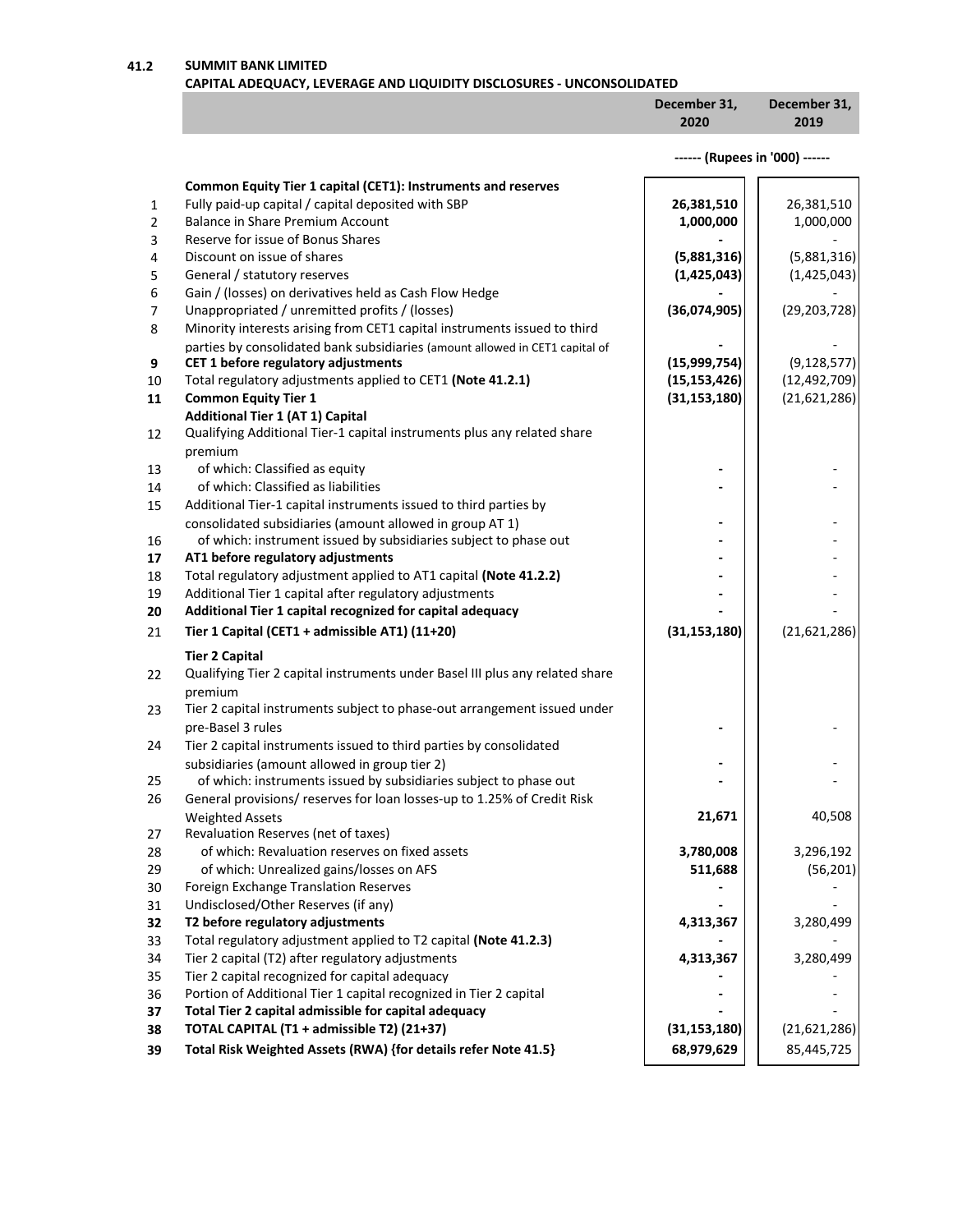## 41.2 SUMMIT BANK LIMITED

### CAPITAL ADEQUACY, LEVERAGE AND LIQUIDITY DISCLOSURES - UNCONSOLIDATED

| | | December 31, 2020 | December 31, 2019 |
|---|---|---|---|
| | | ------ (Rupees in '000) ------ | |
| | **Common Equity Tier 1 capital (CET1): Instruments and reserves** | | |
| 1 | Fully paid-up capital / capital deposited with SBP | **26,381,510** | 26,381,510 |
| 2 | Balance in Share Premium Account | **1,000,000** | 1,000,000 |
| 3 | Reserve for issue of Bonus Shares | **-** | - |
| 4 | Discount on issue of shares | **(5,881,316)** | (5,881,316) |
| 5 | General / statutory reserves | **(1,425,043)** | (1,425,043) |
| 6 | Gain / (losses) on derivatives held as Cash Flow Hedge | **-** | - |
| 7 | Unappropriated / unremitted profits / (losses) | **(36,074,905)** | (29,203,728) |
| 8 | Minority interests arising from CET1 capital instruments issued to third parties by consolidated bank subsidiaries (amount allowed in CET1 capital of | **-** | - |
| **9** | **CET 1 before regulatory adjustments** | **(15,999,754)** | (9,128,577) |
| 10 | Total regulatory adjustments applied to CET1 **(Note 41.2.1)** | **(15,153,426)** | (12,492,709) |
| **11** | **Common Equity Tier 1** | **(31,153,180)** | (21,621,286) |
| | **Additional Tier 1 (AT 1) Capital** | | |
| 12 | Qualifying Additional Tier-1 capital instruments plus any related share premium | | |
| 13 | of which: Classified as equity | **-** | - |
| 14 | of which: Classified as liabilities | **-** | - |
| 15 | Additional Tier-1 capital instruments issued to third parties by consolidated subsidiaries (amount allowed in group AT 1) | **-** | - |
| 16 | of which: instrument issued by subsidiaries subject to phase out | **-** | - |
| **17** | **AT1 before regulatory adjustments** | **-** | - |
| 18 | Total regulatory adjustment applied to AT1 capital **(Note 41.2.2)** | **-** | - |
| 19 | Additional Tier 1 capital after regulatory adjustments | **-** | - |
| **20** | **Additional Tier 1 capital recognized for capital adequacy** | **-** | - |
| 21 | **Tier 1 Capital (CET1 + admissible AT1) (11+20)** | **(31,153,180)** | (21,621,286) |
| | **Tier 2 Capital** | | |
| 22 | Qualifying Tier 2 capital instruments under Basel III plus any related share premium | | |
| 23 | Tier 2 capital instruments subject to phase-out arrangement issued under pre-Basel 3 rules | **-** | - |
| 24 | Tier 2 capital instruments issued to third parties by consolidated subsidiaries (amount allowed in group tier 2) | **-** | - |
| 25 | of which: instruments issued by subsidiaries subject to phase out | **-** | - |
| 26 | General provisions/ reserves for loan losses-up to 1.25% of Credit Risk Weighted Assets | **21,671** | 40,508 |
| 27 | Revaluation Reserves (net of taxes) | | |
| 28 | of which: Revaluation reserves on fixed assets | **3,780,008** | 3,296,192 |
| 29 | of which: Unrealized gains/losses on AFS | **511,688** | (56,201) |
| 30 | Foreign Exchange Translation Reserves | **-** | - |
| 31 | Undisclosed/Other Reserves (if any) | **-** | - |
| **32** | **T2 before regulatory adjustments** | **4,313,367** | 3,280,499 |
| 33 | Total regulatory adjustment applied to T2 capital **(Note 41.2.3)** | **-** | - |
| 34 | Tier 2 capital (T2) after regulatory adjustments | **4,313,367** | 3,280,499 |
| 35 | Tier 2 capital recognized for capital adequacy | **-** | - |
| 36 | Portion of Additional Tier 1 capital recognized in Tier 2 capital | **-** | - |
| **37** | **Total Tier 2 capital admissible for capital adequacy** | **-** | - |
| **38** | **TOTAL CAPITAL (T1 + admissible T2) (21+37)** | **(31,153,180)** | (21,621,286) |
| **39** | **Total Risk Weighted Assets (RWA) {for details refer Note 41.5}** | **68,979,629** | 85,445,725 |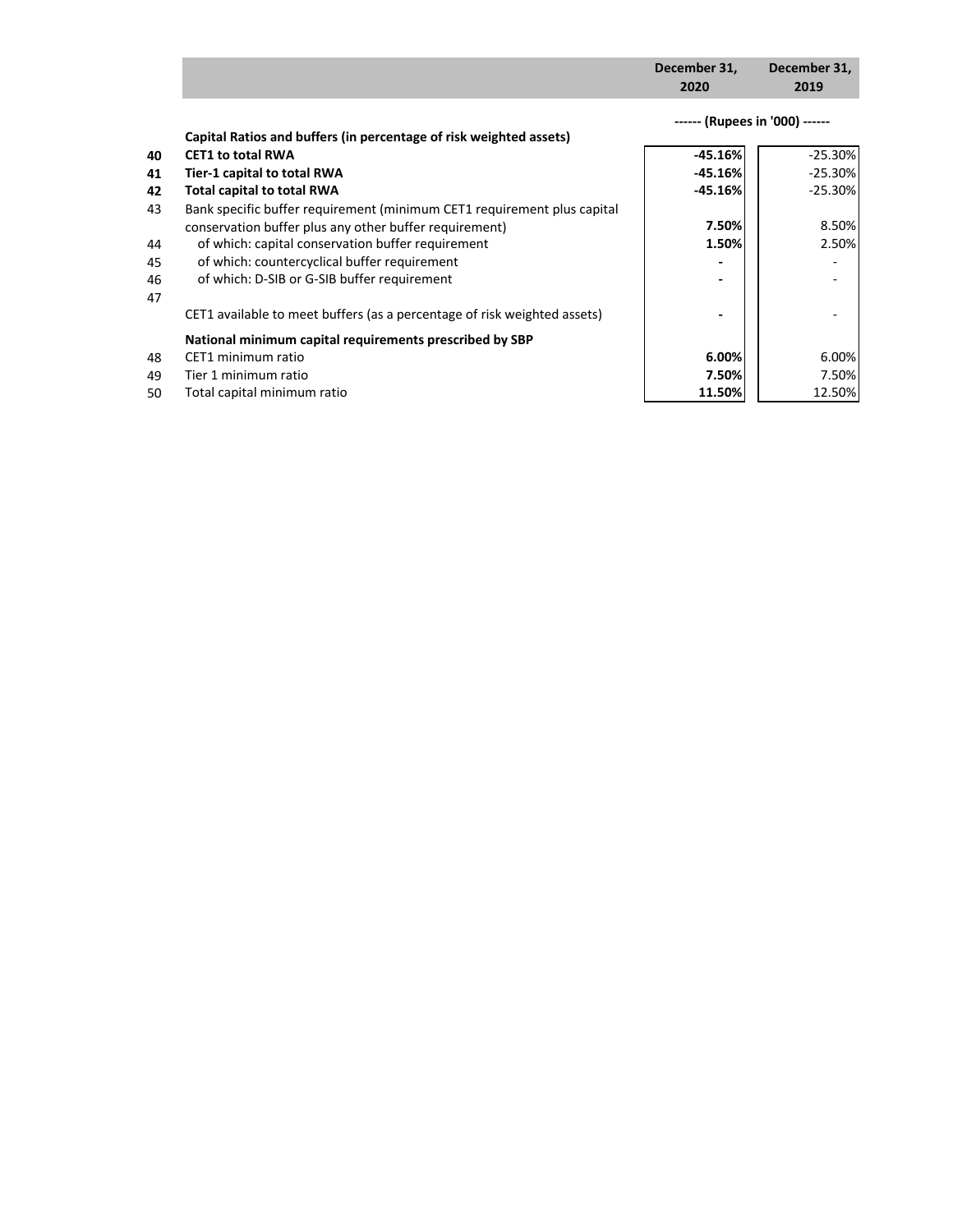| | | December 31, 2020 | December 31, 2019 |
|---|---|---|---|
| | | ------ (Rupees in '000) ------ | |
| | **Capital Ratios and buffers (in percentage of risk weighted assets)** | | |
| **40** | **CET1 to total RWA** | **-45.16%** | -25.30% |
| **41** | **Tier-1 capital to total RWA** | **-45.16%** | -25.30% |
| **42** | **Total capital to total RWA** | **-45.16%** | -25.30% |
| 43 | Bank specific buffer requirement (minimum CET1 requirement plus capital conservation buffer plus any other buffer requirement) | **7.50%** | 8.50% |
| 44 | of which: capital conservation buffer requirement | **1.50%** | 2.50% |
| 45 | of which: countercyclical buffer requirement | **-** | - |
| 46 | of which: D-SIB or G-SIB buffer requirement | **-** | - |
| 47 | CET1 available to meet buffers (as a percentage of risk weighted assets) | **-** | - |
| | **National minimum capital requirements prescribed by SBP** | | |
| 48 | CET1 minimum ratio | **6.00%** | 6.00% |
| 49 | Tier 1 minimum ratio | **7.50%** | 7.50% |
| 50 | Total capital minimum ratio | **11.50%** | 12.50% |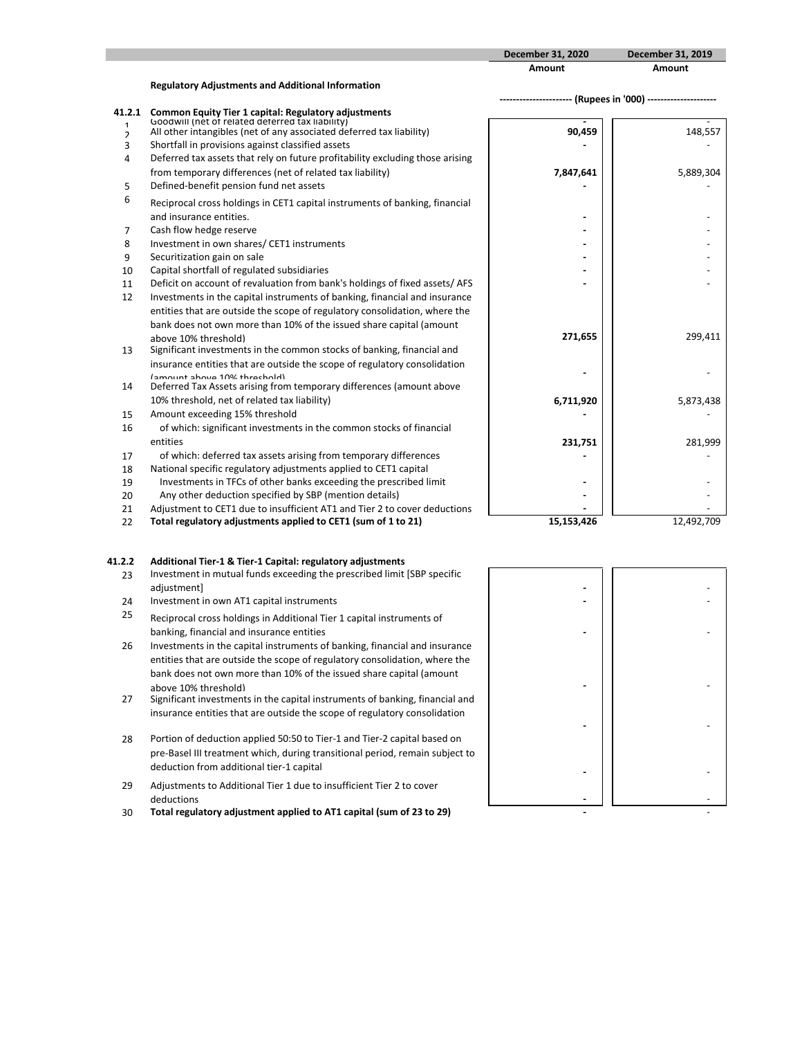| | | December 31, 2020 | December 31, 2019 |
|---|---|---|---|
| | | Amount | Amount |
| | **Regulatory Adjustments and Additional Information** | ---------------------- (Rupees in '000) ---------------------- | |
| **41.2.1** | **Common Equity Tier 1 capital: Regulatory adjustments** | | |
| 1 | Goodwill (net of related deferred tax liability) | **-** | - |
| 2 | All other intangibles (net of any associated deferred tax liability) | **90,459** | 148,557 |
| 3 | Shortfall in provisions against classified assets | **-** | - |
| 4 | Deferred tax assets that rely on future profitability excluding those arising from temporary differences (net of related tax liability) | **7,847,641** | 5,889,304 |
| 5 | Defined-benefit pension fund net assets | **-** | - |
| 6 | Reciprocal cross holdings in CET1 capital instruments of banking, financial and insurance entities. | **-** | - |
| 7 | Cash flow hedge reserve | **-** | - |
| 8 | Investment in own shares/ CET1 instruments | **-** | - |
| 9 | Securitization gain on sale | **-** | - |
| 10 | Capital shortfall of regulated subsidiaries | **-** | - |
| 11 | Deficit on account of revaluation from bank's holdings of fixed assets/ AFS | **-** | - |
| 12 | Investments in the capital instruments of banking, financial and insurance entities that are outside the scope of regulatory consolidation, where the bank does not own more than 10% of the issued share capital (amount above 10% threshold) | **271,655** | 299,411 |
| 13 | Significant investments in the common stocks of banking, financial and insurance entities that are outside the scope of regulatory consolidation (amount above 10% threshold) | **-** | - |
| 14 | Deferred Tax Assets arising from temporary differences (amount above 10% threshold, net of related tax liability) | **6,711,920** | 5,873,438 |
| 15 | Amount exceeding 15% threshold | **-** | - |
| 16 | of which: significant investments in the common stocks of financial entities | **231,751** | 281,999 |
| 17 | of which: deferred tax assets arising from temporary differences | **-** | - |
| 18 | National specific regulatory adjustments applied to CET1 capital | | |
| 19 | Investments in TFCs of other banks exceeding the prescribed limit | **-** | - |
| 20 | Any other deduction specified by SBP (mention details) | **-** | - |
| 21 | Adjustment to CET1 due to insufficient AT1 and Tier 2 to cover deductions | **-** | - |
| 22 | **Total regulatory adjustments applied to CET1 (sum of 1 to 21)** | **15,153,426** | 12,492,709 |

| | | December 31, 2020 | December 31, 2019 |
|---|---|---|---|
| **41.2.2** | **Additional Tier-1 & Tier-1 Capital: regulatory adjustments** | | |
| 23 | Investment in mutual funds exceeding the prescribed limit [SBP specific adjustment] | **-** | - |
| 24 | Investment in own AT1 capital instruments | **-** | - |
| 25 | Reciprocal cross holdings in Additional Tier 1 capital instruments of banking, financial and insurance entities | **-** | - |
| 26 | Investments in the capital instruments of banking, financial and insurance entities that are outside the scope of regulatory consolidation, where the bank does not own more than 10% of the issued share capital (amount above 10% threshold) | **-** | - |
| 27 | Significant investments in the capital instruments of banking, financial and insurance entities that are outside the scope of regulatory consolidation | **-** | - |
| 28 | Portion of deduction applied 50:50 to Tier-1 and Tier-2 capital based on pre-Basel III treatment which, during transitional period, remain subject to deduction from additional tier-1 capital | **-** | - |
| 29 | Adjustments to Additional Tier 1 due to insufficient Tier 2 to cover deductions | **-** | - |
| 30 | **Total regulatory adjustment applied to AT1 capital (sum of 23 to 29)** | **-** | - |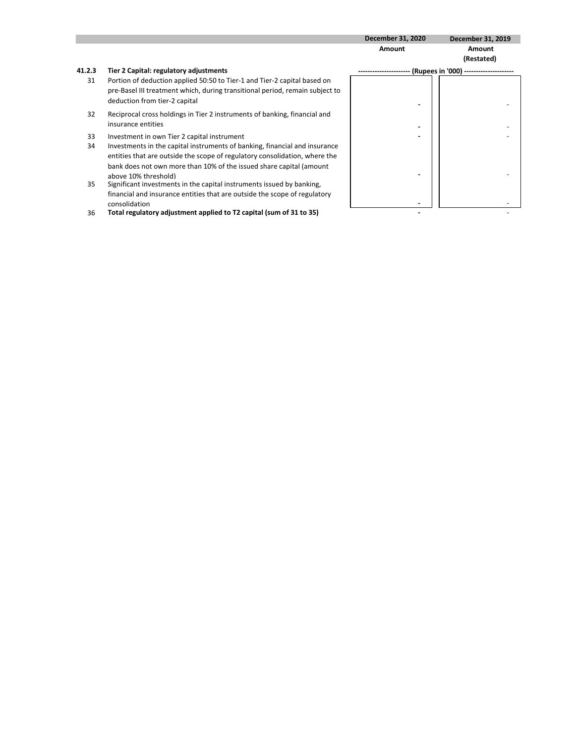| | | December 31, 2020 | December 31, 2019 |
|---|---|---|---|
| | | Amount | Amount (Restated) |
| **41.2.3** | **Tier 2 Capital: regulatory adjustments** | ---------------------- (Rupees in '000) | -------------------- |
| 31 | Portion of deduction applied 50:50 to Tier-1 and Tier-2 capital based on pre-Basel III treatment which, during transitional period, remain subject to deduction from tier-2 capital | - | - |
| 32 | Reciprocal cross holdings in Tier 2 instruments of banking, financial and insurance entities | - | - |
| 33 | Investment in own Tier 2 capital instrument | - | - |
| 34 | Investments in the capital instruments of banking, financial and insurance entities that are outside the scope of regulatory consolidation, where the bank does not own more than 10% of the issued share capital (amount above 10% threshold) | - | - |
| 35 | Significant investments in the capital instruments issued by banking, financial and insurance entities that are outside the scope of regulatory consolidation | - | - |
| 36 | **Total regulatory adjustment applied to T2 capital (sum of 31 to 35)** | - | - |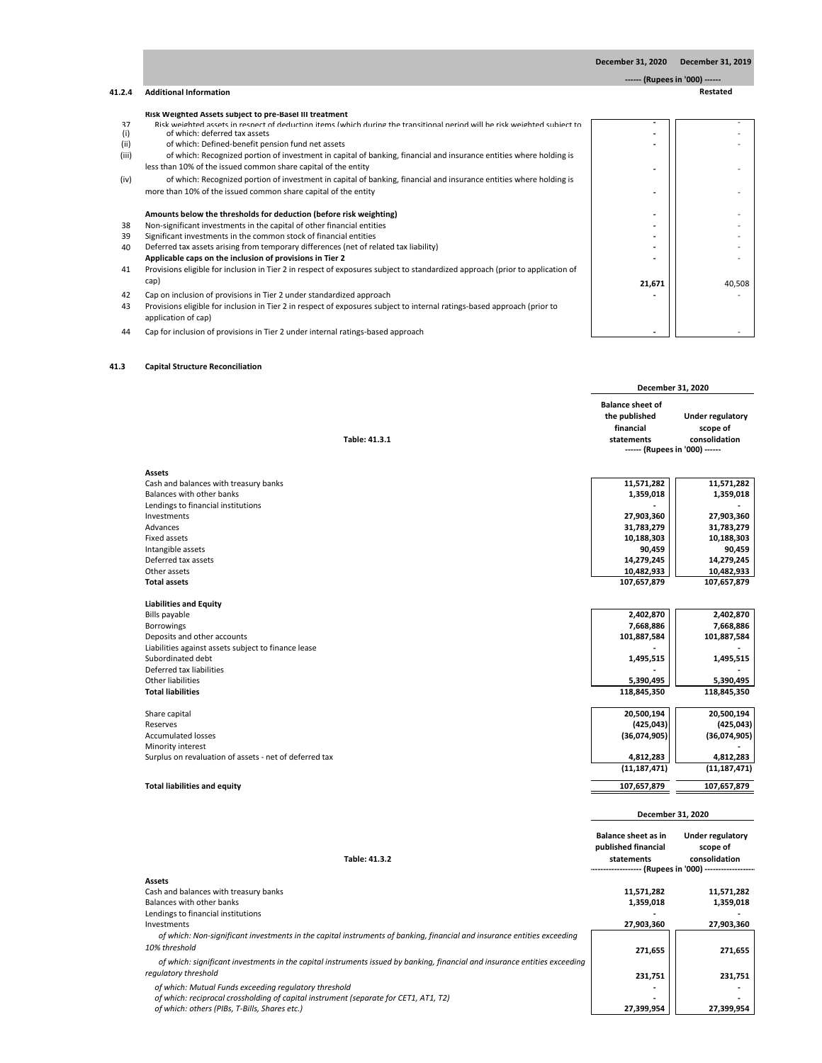### 41.2.4 Additional Information

| | | December 31, 2020 | December 31, 2019 |
|---|---|---|---|
| | | ------ (Rupees in '000) ------ | |
| | | | Restated |
| | **Risk Weighted Assets subject to pre-Basel III treatment** | | |
| 37 | Risk weighted assets in respect of deduction items (which during the transitional period will be risk weighted subject to | - | - |
| (i) | of which: deferred tax assets | - | - |
| (ii) | of which: Defined-benefit pension fund net assets | - | - |
| (iii) | of which: Recognized portion of investment in capital of banking, financial and insurance entities where holding is less than 10% of the issued common share capital of the entity | - | - |
| (iv) | of which: Recognized portion of investment in capital of banking, financial and insurance entities where holding is more than 10% of the issued common share capital of the entity | - | - |
| | **Amounts below the thresholds for deduction (before risk weighting)** | - | - |
| 38 | Non-significant investments in the capital of other financial entities | - | - |
| 39 | Significant investments in the common stock of financial entities | - | - |
| 40 | Deferred tax assets arising from temporary differences (net of related tax liability) | - | - |
| | **Applicable caps on the inclusion of provisions in Tier 2** | - | - |
| 41 | Provisions eligible for inclusion in Tier 2 in respect of exposures subject to standardized approach (prior to application of cap) | 21,671 | 40,508 |
| 42 | Cap on inclusion of provisions in Tier 2 under standardized approach | - | - |
| 43 | Provisions eligible for inclusion in Tier 2 in respect of exposures subject to internal ratings-based approach (prior to application of cap) | | |
| 44 | Cap for inclusion of provisions in Tier 2 under internal ratings-based approach | - | - |

### 41.3 Capital Structure Reconciliation

**Table: 41.3.1**

| | December 31, 2020 | |
|---|---|---|
| | Balance sheet of the published financial statements | Under regulatory scope of consolidation |
| | ------ (Rupees in '000) ------ | |
| **Assets** | | |
| Cash and balances with treasury banks | 11,571,282 | 11,571,282 |
| Balances with other banks | 1,359,018 | 1,359,018 |
| Lendings to financial institutions | - | - |
| Investments | 27,903,360 | 27,903,360 |
| Advances | 31,783,279 | 31,783,279 |
| Fixed assets | 10,188,303 | 10,188,303 |
| Intangible assets | 90,459 | 90,459 |
| Deferred tax assets | 14,279,245 | 14,279,245 |
| Other assets | 10,482,933 | 10,482,933 |
| **Total assets** | 107,657,879 | 107,657,879 |
| **Liabilities and Equity** | | |
| Bills payable | 2,402,870 | 2,402,870 |
| Borrowings | 7,668,886 | 7,668,886 |
| Deposits and other accounts | 101,887,584 | 101,887,584 |
| Liabilities against assets subject to finance lease | - | - |
| Subordinated debt | 1,495,515 | 1,495,515 |
| Deferred tax liabilities | - | - |
| Other liabilities | 5,390,495 | 5,390,495 |
| **Total liabilities** | 118,845,350 | 118,845,350 |
| Share capital | 20,500,194 | 20,500,194 |
| Reserves | (425,043) | (425,043) |
| Accumulated losses | (36,074,905) | (36,074,905) |
| Minority interest | | - |
| Surplus on revaluation of assets - net of deferred tax | 4,812,283 | 4,812,283 |
| | (11,187,471) | (11,187,471) |
| **Total liabilities and equity** | 107,657,879 | 107,657,879 |

**Table: 41.3.2**

| | December 31, 2020 | |
|---|---|---|
| | Balance sheet as in published financial statements | Under regulatory scope of consolidation |
| | ------------------- (Rupees in '000) ------------------- | |
| **Assets** | | |
| Cash and balances with treasury banks | 11,571,282 | 11,571,282 |
| Balances with other banks | 1,359,018 | 1,359,018 |
| Lendings to financial institutions | - | - |
| Investments | 27,903,360 | 27,903,360 |
| *of which: Non-significant investments in the capital instruments of banking, financial and insurance entities exceeding 10% threshold* | 271,655 | 271,655 |
| *of which: significant investments in the capital instruments issued by banking, financial and insurance entities exceeding regulatory threshold* | 231,751 | 231,751 |
| *of which: Mutual Funds exceeding regulatory threshold* | - | - |
| *of which: reciprocal crossholding of capital instrument (separate for CET1, AT1, T2)* | - | - |
| *of which: others (PIBs, T-Bills, Shares etc.)* | 27,399,954 | 27,399,954 |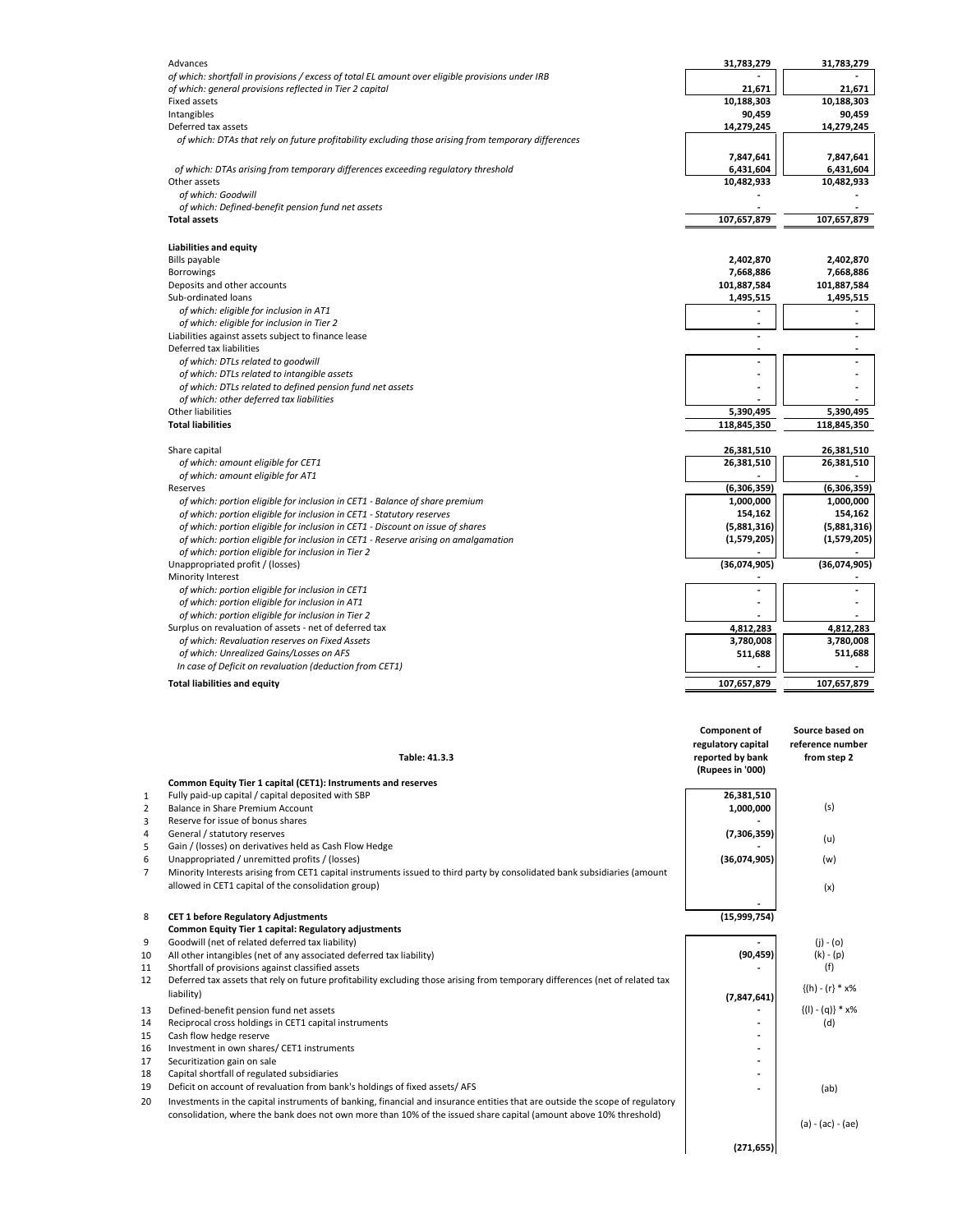| | | |
|---|---|---|
| Advances | 31,783,279 | 31,783,279 |
| *of which: shortfall in provisions / excess of total EL amount over eligible provisions under IRB* | - | - |
| *of which: general provisions reflected in Tier 2 capital* | 21,671 | 21,671 |
| Fixed assets | 10,188,303 | 10,188,303 |
| Intangibles | 90,459 | 90,459 |
| Deferred tax assets | 14,279,245 | 14,279,245 |
| *of which: DTAs that rely on future profitability excluding those arising from temporary differences* | 7,847,641 | 7,847,641 |
| *of which: DTAs arising from temporary differences exceeding regulatory threshold* | 6,431,604 | 6,431,604 |
| Other assets | 10,482,933 | 10,482,933 |
| *of which: Goodwill* | - | - |
| *of which: Defined-benefit pension fund net assets* | - | - |
| **Total assets** | 107,657,879 | 107,657,879 |
| | | |
| **Liabilities and equity** | | |
| Bills payable | 2,402,870 | 2,402,870 |
| Borrowings | 7,668,886 | 7,668,886 |
| Deposits and other accounts | 101,887,584 | 101,887,584 |
| Sub-ordinated loans | 1,495,515 | 1,495,515 |
| *of which: eligible for inclusion in AT1* | - | - |
| *of which: eligible for inclusion in Tier 2* | - | - |
| Liabilities against assets subject to finance lease | - | - |
| Deferred tax liabilities | - | - |
| *of which: DTLs related to goodwill* | - | - |
| *of which: DTLs related to intangible assets* | - | - |
| *of which: DTLs related to defined pension fund net assets* | - | - |
| *of which: other deferred tax liabilities* | - | - |
| Other liabilities | 5,390,495 | 5,390,495 |
| **Total liabilities** | 118,845,350 | 118,845,350 |
| | | |
| Share capital | 26,381,510 | 26,381,510 |
| *of which: amount eligible for CET1* | 26,381,510 | 26,381,510 |
| *of which: amount eligible for AT1* | - | - |
| Reserves | (6,306,359) | (6,306,359) |
| *of which: portion eligible for inclusion in CET1 - Balance of share premium* | 1,000,000 | 1,000,000 |
| *of which: portion eligible for inclusion in CET1 - Statutory reserves* | 154,162 | 154,162 |
| *of which: portion eligible for inclusion in CET1 - Discount on issue of shares* | (5,881,316) | (5,881,316) |
| *of which: portion eligible for inclusion in CET1 - Reserve arising on amalgamation* | (1,579,205) | (1,579,205) |
| *of which: portion eligible for inclusion in Tier 2* | - | - |
| Unappropriated profit / (losses) | (36,074,905) | (36,074,905) |
| Minority Interest | - | - |
| *of which: portion eligible for inclusion in CET1* | - | - |
| *of which: portion eligible for inclusion in AT1* | - | - |
| *of which: portion eligible for inclusion in Tier 2* | - | - |
| Surplus on revaluation of assets - net of deferred tax | 4,812,283 | 4,812,283 |
| *of which: Revaluation reserves on Fixed Assets* | 3,780,008 | 3,780,008 |
| *of which: Unrealized Gains/Losses on AFS* | 511,688 | 511,688 |
| *In case of Deficit on revaluation (deduction from CET1)* | - | - |
| **Total liabilities and equity** | 107,657,879 | 107,657,879 |

**Table: 41.3.3**

| | | Component of regulatory capital reported by bank (Rupees in '000) | Source based on reference number from step 2 |
|---|---|---|---|
| | **Common Equity Tier 1 capital (CET1): Instruments and reserves** | | |
| 1 | Fully paid-up capital / capital deposited with SBP | 26,381,510 | |
| 2 | Balance in Share Premium Account | 1,000,000 | (s) |
| 3 | Reserve for issue of bonus shares | - | |
| 4 | General / statutory reserves | (7,306,359) | (u) |
| 5 | Gain / (losses) on derivatives held as Cash Flow Hedge | - | |
| 6 | Unappropriated / unremitted profits / (losses) | (36,074,905) | (w) |
| 7 | Minority Interests arising from CET1 capital instruments issued to third party by consolidated bank subsidiaries (amount allowed in CET1 capital of the consolidation group) | - | (x) |
| 8 | **CET 1 before Regulatory Adjustments** | (15,999,754) | |
| | **Common Equity Tier 1 capital: Regulatory adjustments** | | |
| 9 | Goodwill (net of related deferred tax liability) | - | (j) - (o) |
| 10 | All other intangibles (net of any associated deferred tax liability) | (90,459) | (k) - (p) |
| 11 | Shortfall of provisions against classified assets | - | (f) |
| 12 | Deferred tax assets that rely on future profitability excluding those arising from temporary differences (net of related tax liability) | (7,847,641) | {(h) - (r} * x% |
| 13 | Defined-benefit pension fund net assets | - | {(l) - (q)} * x% |
| 14 | Reciprocal cross holdings in CET1 capital instruments | - | (d) |
| 15 | Cash flow hedge reserve | - | |
| 16 | Investment in own shares/ CET1 instruments | - | |
| 17 | Securitization gain on sale | - | |
| 18 | Capital shortfall of regulated subsidiaries | - | |
| 19 | Deficit on account of revaluation from bank's holdings of fixed assets/ AFS | - | (ab) |
| 20 | Investments in the capital instruments of banking, financial and insurance entities that are outside the scope of regulatory consolidation, where the bank does not own more than 10% of the issued share capital (amount above 10% threshold) | (271,655) | (a) - (ac) - (ae) |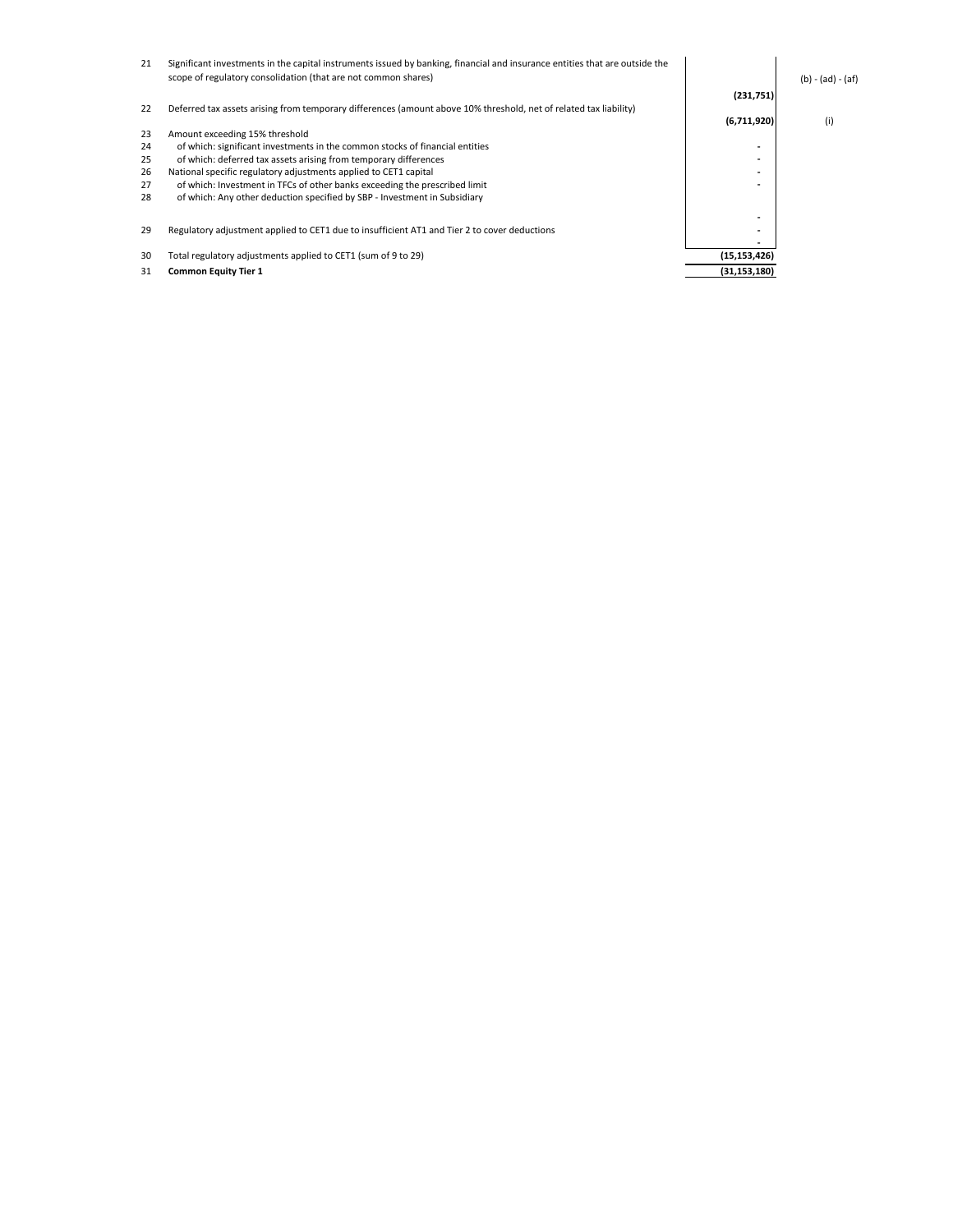| | | | |
|---|---|---|---|
| 21 | Significant investments in the capital instruments issued by banking, financial and insurance entities that are outside the scope of regulatory consolidation (that are not common shares) | (231,751) | (b) - (ad) - (af) |
| 22 | Deferred tax assets arising from temporary differences (amount above 10% threshold, net of related tax liability) | (6,711,920) | (i) |
| 23 | Amount exceeding 15% threshold | | |
| 24 | of which: significant investments in the common stocks of financial entities | - | |
| 25 | of which: deferred tax assets arising from temporary differences | - | |
| 26 | National specific regulatory adjustments applied to CET1 capital | - | |
| 27 | of which: Investment in TFCs of other banks exceeding the prescribed limit | - | |
| 28 | of which: Any other deduction specified by SBP - Investment in Subsidiary | - | |
| 29 | Regulatory adjustment applied to CET1 due to insufficient AT1 and Tier 2 to cover deductions | - | |
| | | - | |
| 30 | Total regulatory adjustments applied to CET1 (sum of 9 to 29) | (15,153,426) | |
| 31 | **Common Equity Tier 1** | **(31,153,180)** | |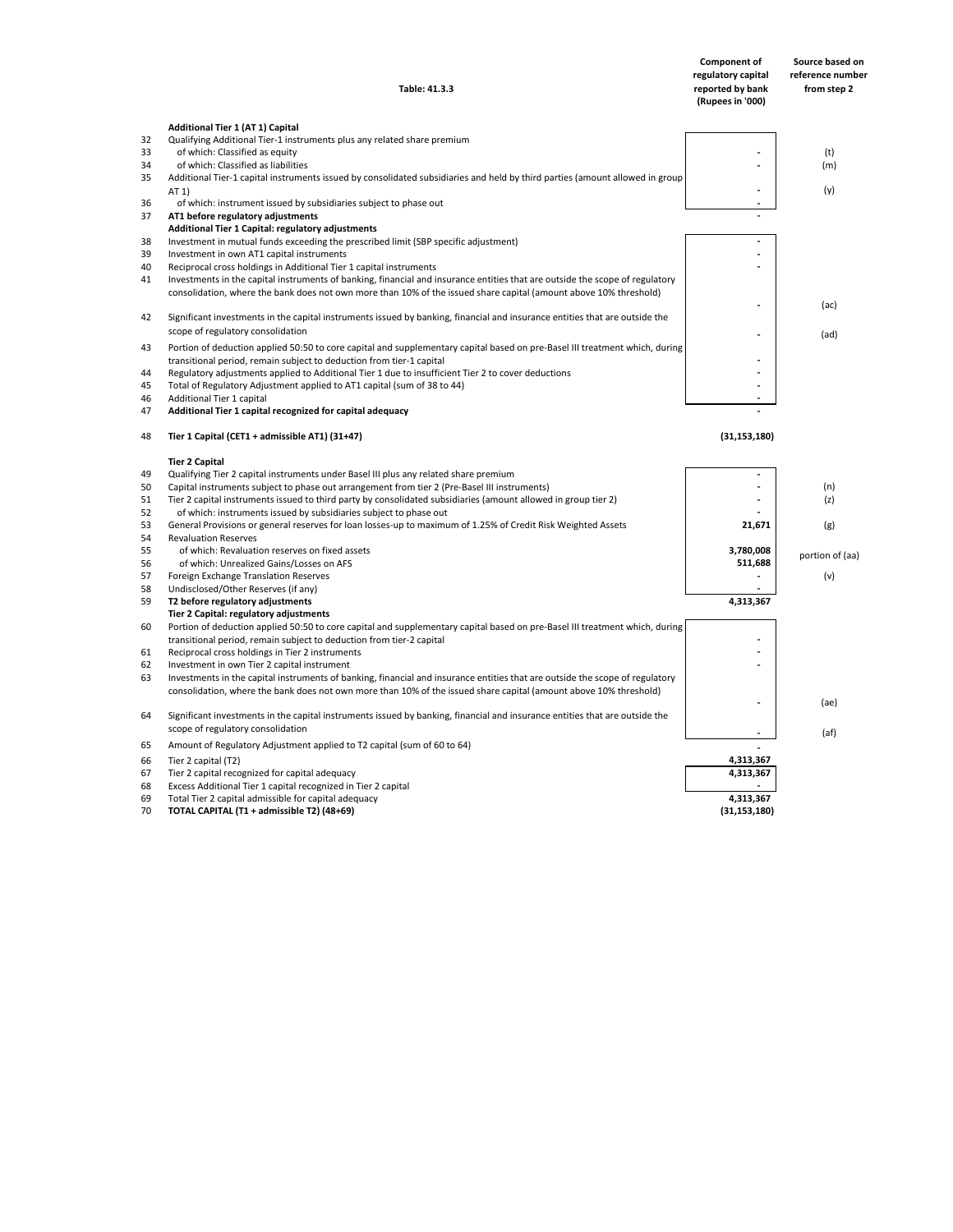| | Table: 41.3.3 | Component of regulatory capital reported by bank (Rupees in '000) | Source based on reference number from step 2 |
|---|---|---|---|
| | **Additional Tier 1 (AT 1) Capital** | | |
| 32 | Qualifying Additional Tier-1 instruments plus any related share premium | | |
| 33 | of which: Classified as equity | - | (t) |
| 34 | of which: Classified as liabilities | - | (m) |
| 35 | Additional Tier-1 capital instruments issued by consolidated subsidiaries and held by third parties (amount allowed in group AT 1) | - | (y) |
| 36 | of which: instrument issued by subsidiaries subject to phase out | - | |
| 37 | **AT1 before regulatory adjustments** | - | |
| | **Additional Tier 1 Capital: regulatory adjustments** | | |
| 38 | Investment in mutual funds exceeding the prescribed limit (SBP specific adjustment) | - | |
| 39 | Investment in own AT1 capital instruments | - | |
| 40 | Reciprocal cross holdings in Additional Tier 1 capital instruments | - | |
| 41 | Investments in the capital instruments of banking, financial and insurance entities that are outside the scope of regulatory consolidation, where the bank does not own more than 10% of the issued share capital (amount above 10% threshold) | - | (ac) |
| 42 | Significant investments in the capital instruments issued by banking, financial and insurance entities that are outside the scope of regulatory consolidation | - | (ad) |
| 43 | Portion of deduction applied 50:50 to core capital and supplementary capital based on pre-Basel III treatment which, during transitional period, remain subject to deduction from tier-1 capital | - | |
| 44 | Regulatory adjustments applied to Additional Tier 1 due to insufficient Tier 2 to cover deductions | - | |
| 45 | Total of Regulatory Adjustment applied to AT1 capital (sum of 38 to 44) | - | |
| 46 | Additional Tier 1 capital | - | |
| 47 | **Additional Tier 1 capital recognized for capital adequacy** | - | |
| 48 | **Tier 1 Capital (CET1 + admissible AT1) (31+47)** | **(31,153,180)** | |
| | **Tier 2 Capital** | | |
| 49 | Qualifying Tier 2 capital instruments under Basel III plus any related share premium | - | |
| 50 | Capital instruments subject to phase out arrangement from tier 2 (Pre-Basel III instruments) | - | (n) |
| 51 | Tier 2 capital instruments issued to third party by consolidated subsidiaries (amount allowed in group tier 2) | - | (z) |
| 52 | of which: instruments issued by subsidiaries subject to phase out | - | |
| 53 | General Provisions or general reserves for loan losses-up to maximum of 1.25% of Credit Risk Weighted Assets | **21,671** | (g) |
| 54 | Revaluation Reserves | | |
| 55 | of which: Revaluation reserves on fixed assets | **3,780,008** | portion of (aa) |
| 56 | of which: Unrealized Gains/Losses on AFS | **511,688** | |
| 57 | Foreign Exchange Translation Reserves | - | (v) |
| 58 | Undisclosed/Other Reserves (if any) | - | |
| 59 | **T2 before regulatory adjustments** | **4,313,367** | |
| | **Tier 2 Capital: regulatory adjustments** | | |
| 60 | Portion of deduction applied 50:50 to core capital and supplementary capital based on pre-Basel III treatment which, during transitional period, remain subject to deduction from tier-2 capital | - | |
| 61 | Reciprocal cross holdings in Tier 2 instruments | - | |
| 62 | Investment in own Tier 2 capital instrument | - | |
| 63 | Investments in the capital instruments of banking, financial and insurance entities that are outside the scope of regulatory consolidation, where the bank does not own more than 10% of the issued share capital (amount above 10% threshold) | - | (ae) |
| 64 | Significant investments in the capital instruments issued by banking, financial and insurance entities that are outside the scope of regulatory consolidation | - | (af) |
| 65 | Amount of Regulatory Adjustment applied to T2 capital (sum of 60 to 64) | - | |
| 66 | Tier 2 capital (T2) | **4,313,367** | |
| 67 | Tier 2 capital recognized for capital adequacy | **4,313,367** | |
| 68 | Excess Additional Tier 1 capital recognized in Tier 2 capital | - | |
| 69 | Total Tier 2 capital admissible for capital adequacy | **4,313,367** | |
| 70 | **TOTAL CAPITAL (T1 + admissible T2) (48+69)** | **(31,153,180)** | |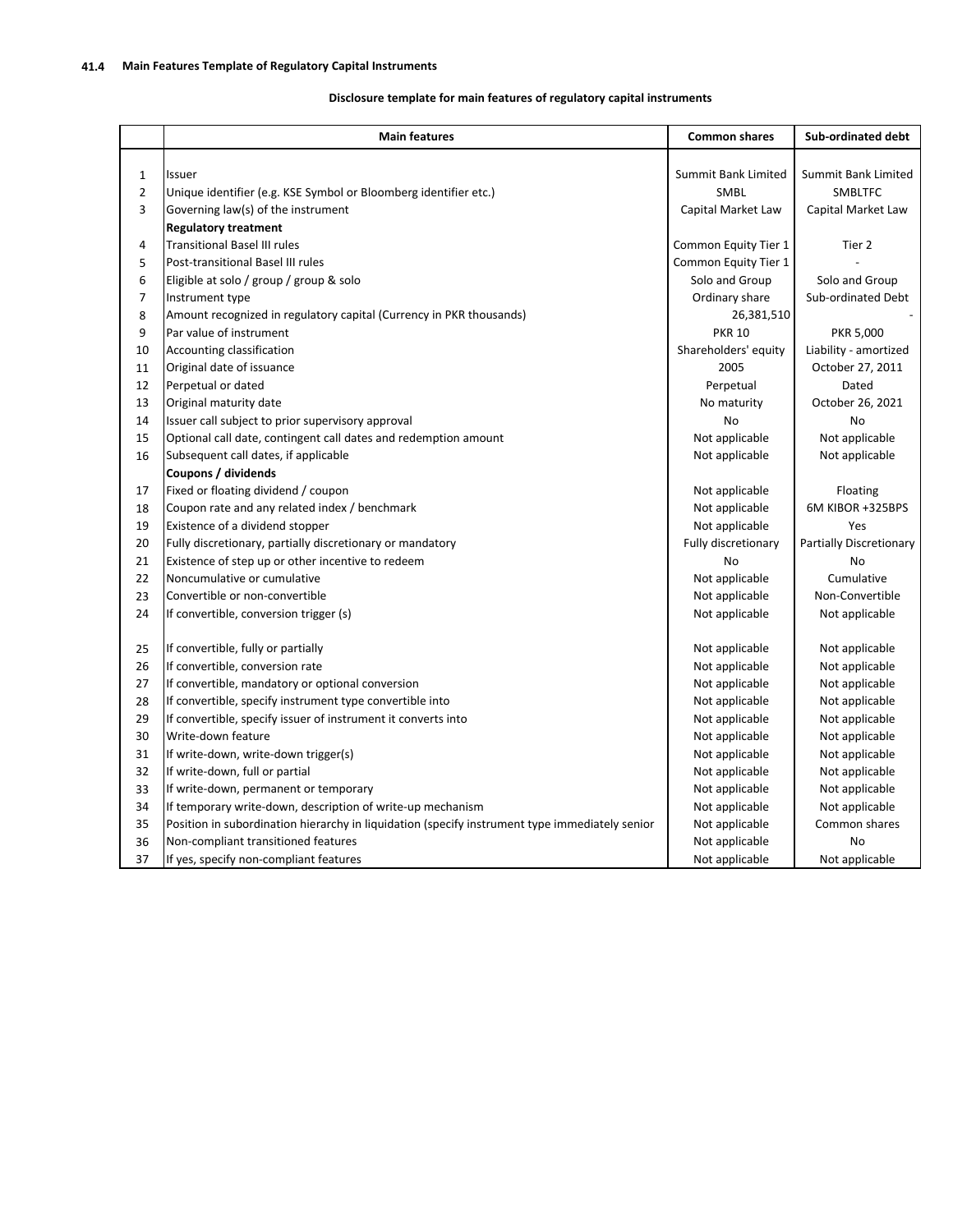## 41.4 Main Features Template of Regulatory Capital Instruments

### Disclosure template for main features of regulatory capital instruments

| | Main features | Common shares | Sub-ordinated debt |
|---|---|---|---|
| 1 | Issuer | Summit Bank Limited | Summit Bank Limited |
| 2 | Unique identifier (e.g. KSE Symbol or Bloomberg identifier etc.) | SMBL | SMBLTFC |
| 3 | Governing law(s) of the instrument | Capital Market Law | Capital Market Law |
| | **Regulatory treatment** | | |
| 4 | Transitional Basel III rules | Common Equity Tier 1 | Tier 2 |
| 5 | Post-transitional Basel III rules | Common Equity Tier 1 | - |
| 6 | Eligible at solo / group / group & solo | Solo and Group | Solo and Group |
| 7 | Instrument type | Ordinary share | Sub-ordinated Debt |
| 8 | Amount recognized in regulatory capital (Currency in PKR thousands) | 26,381,510 | - |
| 9 | Par value of instrument | PKR 10 | PKR 5,000 |
| 10 | Accounting classification | Shareholders' equity | Liability - amortized |
| 11 | Original date of issuance | 2005 | October 27, 2011 |
| 12 | Perpetual or dated | Perpetual | Dated |
| 13 | Original maturity date | No maturity | October 26, 2021 |
| 14 | Issuer call subject to prior supervisory approval | No | No |
| 15 | Optional call date, contingent call dates and redemption amount | Not applicable | Not applicable |
| 16 | Subsequent call dates, if applicable | Not applicable | Not applicable |
| | **Coupons / dividends** | | |
| 17 | Fixed or floating dividend / coupon | Not applicable | Floating |
| 18 | Coupon rate and any related index / benchmark | Not applicable | 6M KIBOR +325BPS |
| 19 | Existence of a dividend stopper | Not applicable | Yes |
| 20 | Fully discretionary, partially discretionary or mandatory | Fully discretionary | Partially Discretionary |
| 21 | Existence of step up or other incentive to redeem | No | No |
| 22 | Noncumulative or cumulative | Not applicable | Cumulative |
| 23 | Convertible or non-convertible | Not applicable | Non-Convertible |
| 24 | If convertible, conversion trigger (s) | Not applicable | Not applicable |
| 25 | If convertible, fully or partially | Not applicable | Not applicable |
| 26 | If convertible, conversion rate | Not applicable | Not applicable |
| 27 | If convertible, mandatory or optional conversion | Not applicable | Not applicable |
| 28 | If convertible, specify instrument type convertible into | Not applicable | Not applicable |
| 29 | If convertible, specify issuer of instrument it converts into | Not applicable | Not applicable |
| 30 | Write-down feature | Not applicable | Not applicable |
| 31 | If write-down, write-down trigger(s) | Not applicable | Not applicable |
| 32 | If write-down, full or partial | Not applicable | Not applicable |
| 33 | If write-down, permanent or temporary | Not applicable | Not applicable |
| 34 | If temporary write-down, description of write-up mechanism | Not applicable | Not applicable |
| 35 | Position in subordination hierarchy in liquidation (specify instrument type immediately senior | Not applicable | Common shares |
| 36 | Non-compliant transitioned features | Not applicable | No |
| 37 | If yes, specify non-compliant features | Not applicable | Not applicable |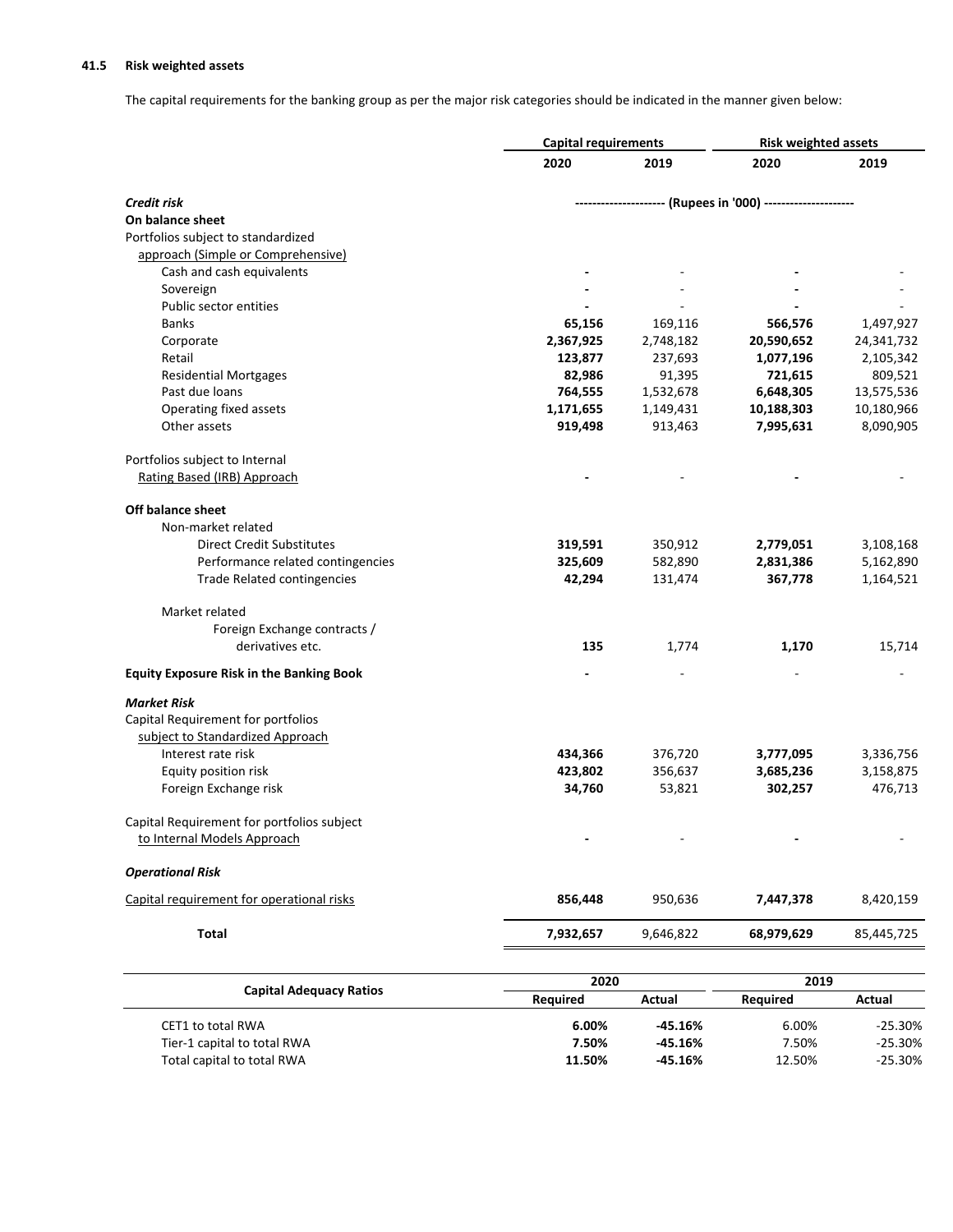### 41.5 Risk weighted assets

The capital requirements for the banking group as per the major risk categories should be indicated in the manner given below:

| | Capital requirements | | Risk weighted assets | |
|---|---|---|---|---|
| | **2020** | **2019** | **2020** | **2019** |
| ***Credit risk*** | -------------------- (Rupees in '000) -------------------- | | | |
| **On balance sheet** | | | | |
| Portfolios subject to standardized approach (Simple or Comprehensive) | | | | |
| Cash and cash equivalents | **-** | - | **-** | - |
| Sovereign | **-** | - | **-** | - |
| Public sector entities | **-** | - | **-** | - |
| Banks | **65,156** | 169,116 | **566,576** | 1,497,927 |
| Corporate | **2,367,925** | 2,748,182 | **20,590,652** | 24,341,732 |
| Retail | **123,877** | 237,693 | **1,077,196** | 2,105,342 |
| Residential Mortgages | **82,986** | 91,395 | **721,615** | 809,521 |
| Past due loans | **764,555** | 1,532,678 | **6,648,305** | 13,575,536 |
| Operating fixed assets | **1,171,655** | 1,149,431 | **10,188,303** | 10,180,966 |
| Other assets | **919,498** | 913,463 | **7,995,631** | 8,090,905 |
| Portfolios subject to Internal Rating Based (IRB) Approach | **-** | - | **-** | - |
| **Off balance sheet** | | | | |
| Non-market related | | | | |
| Direct Credit Substitutes | **319,591** | 350,912 | **2,779,051** | 3,108,168 |
| Performance related contingencies | **325,609** | 582,890 | **2,831,386** | 5,162,890 |
| Trade Related contingencies | **42,294** | 131,474 | **367,778** | 1,164,521 |
| Market related | | | | |
| Foreign Exchange contracts / derivatives etc. | **135** | 1,774 | **1,170** | 15,714 |
| **Equity Exposure Risk in the Banking Book** | **-** | - | - | - |
| ***Market Risk*** | | | | |
| Capital Requirement for portfolios subject to Standardized Approach | | | | |
| Interest rate risk | **434,366** | 376,720 | **3,777,095** | 3,336,756 |
| Equity position risk | **423,802** | 356,637 | **3,685,236** | 3,158,875 |
| Foreign Exchange risk | **34,760** | 53,821 | **302,257** | 476,713 |
| Capital Requirement for portfolios subject to Internal Models Approach | **-** | - | **-** | - |
| ***Operational Risk*** | | | | |
| Capital requirement for operational risks | **856,448** | 950,636 | **7,447,378** | 8,420,159 |
| **Total** | **7,932,657** | 9,646,822 | **68,979,629** | 85,445,725 |

| Capital Adequacy Ratios | 2020 | | 2019 | |
|---|---|---|---|---|
| | **Required** | **Actual** | **Required** | **Actual** |
| CET1 to total RWA | **6.00%** | **-45.16%** | 6.00% | -25.30% |
| Tier-1 capital to total RWA | **7.50%** | **-45.16%** | 7.50% | -25.30% |
| Total capital to total RWA | **11.50%** | **-45.16%** | 12.50% | -25.30% |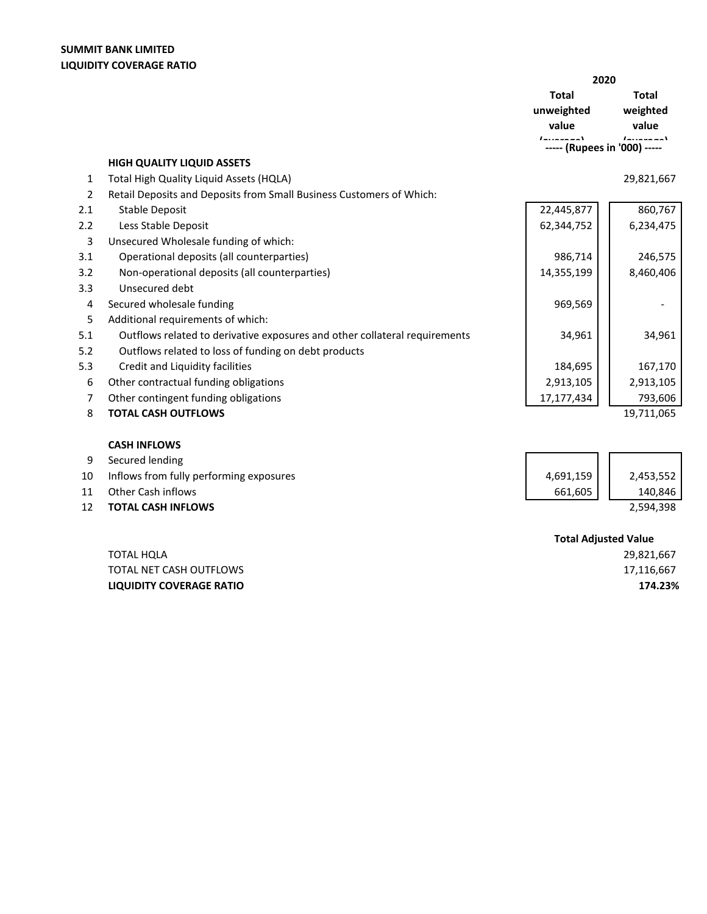**SUMMIT BANK LIMITED**
**LIQUIDITY COVERAGE RATIO**

| | | 2020 | |
|---|---|---|---|
| | | Total unweighted value (average) | Total weighted value (average) |
| | | ----- (Rupees in '000) ----- | |
| | **HIGH QUALITY LIQUID ASSETS** | | |
| 1 | Total High Quality Liquid Assets (HQLA) | | 29,821,667 |
| 2 | Retail Deposits and Deposits from Small Business Customers of Which: | | |
| 2.1 | Stable Deposit | 22,445,877 | 860,767 |
| 2.2 | Less Stable Deposit | 62,344,752 | 6,234,475 |
| 3 | Unsecured Wholesale funding of which: | | |
| 3.1 | Operational deposits (all counterparties) | 986,714 | 246,575 |
| 3.2 | Non-operational deposits (all counterparties) | 14,355,199 | 8,460,406 |
| 3.3 | Unsecured debt | | |
| 4 | Secured wholesale funding | 969,569 | - |
| 5 | Additional requirements of which: | | |
| 5.1 | Outflows related to derivative exposures and other collateral requirements | 34,961 | 34,961 |
| 5.2 | Outflows related to loss of funding on debt products | | |
| 5.3 | Credit and Liquidity facilities | 184,695 | 167,170 |
| 6 | Other contractual funding obligations | 2,913,105 | 2,913,105 |
| 7 | Other contingent funding obligations | 17,177,434 | 793,606 |
| 8 | **TOTAL CASH OUTFLOWS** | | 19,711,065 |
| | **CASH INFLOWS** | | |
| 9 | Secured lending | | |
| 10 | Inflows from fully performing exposures | 4,691,159 | 2,453,552 |
| 11 | Other Cash inflows | 661,605 | 140,846 |
| 12 | **TOTAL CASH INFLOWS** | | 2,594,398 |

| | **Total Adjusted Value** |
|---|---|
| TOTAL HQLA | 29,821,667 |
| TOTAL NET CASH OUTFLOWS | 17,116,667 |
| **LIQUIDITY COVERAGE RATIO** | **174.23%** |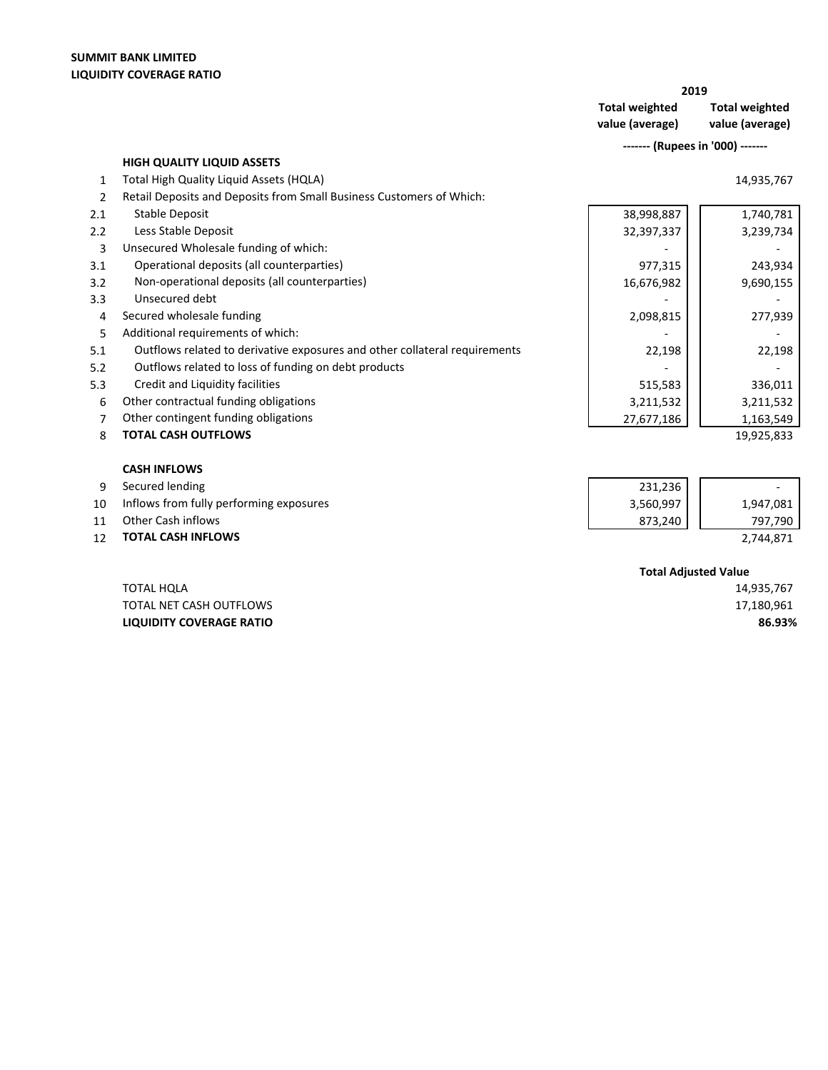**SUMMIT BANK LIMITED**
**LIQUIDITY COVERAGE RATIO**

| | | 2019 | |
|---|---|---|---|
| | | **Total weighted value (average)** | **Total weighted value (average)** |
| | | ------- (Rupees in '000) ------- | |
| | **HIGH QUALITY LIQUID ASSETS** | | |
| 1 | Total High Quality Liquid Assets (HQLA) | | 14,935,767 |
| 2 | Retail Deposits and Deposits from Small Business Customers of Which: | | |
| 2.1 | Stable Deposit | 38,998,887 | 1,740,781 |
| 2.2 | Less Stable Deposit | 32,397,337 | 3,239,734 |
| 3 | Unsecured Wholesale funding of which: | - | - |
| 3.1 | Operational deposits (all counterparties) | 977,315 | 243,934 |
| 3.2 | Non-operational deposits (all counterparties) | 16,676,982 | 9,690,155 |
| 3.3 | Unsecured debt | - | - |
| 4 | Secured wholesale funding | 2,098,815 | 277,939 |
| 5 | Additional requirements of which: | - | - |
| 5.1 | Outflows related to derivative exposures and other collateral requirements | 22,198 | 22,198 |
| 5.2 | Outflows related to loss of funding on debt products | - | - |
| 5.3 | Credit and Liquidity facilities | 515,583 | 336,011 |
| 6 | Other contractual funding obligations | 3,211,532 | 3,211,532 |
| 7 | Other contingent funding obligations | 27,677,186 | 1,163,549 |
| 8 | **TOTAL CASH OUTFLOWS** | | 19,925,833 |
| | **CASH INFLOWS** | | |
| 9 | Secured lending | 231,236 | - |
| 10 | Inflows from fully performing exposures | 3,560,997 | 1,947,081 |
| 11 | Other Cash inflows | 873,240 | 797,790 |
| 12 | **TOTAL CASH INFLOWS** | | 2,744,871 |

| | **Total Adjusted Value** |
|---|---|
| TOTAL HQLA | 14,935,767 |
| TOTAL NET CASH OUTFLOWS | 17,180,961 |
| **LIQUIDITY COVERAGE RATIO** | **86.93%** |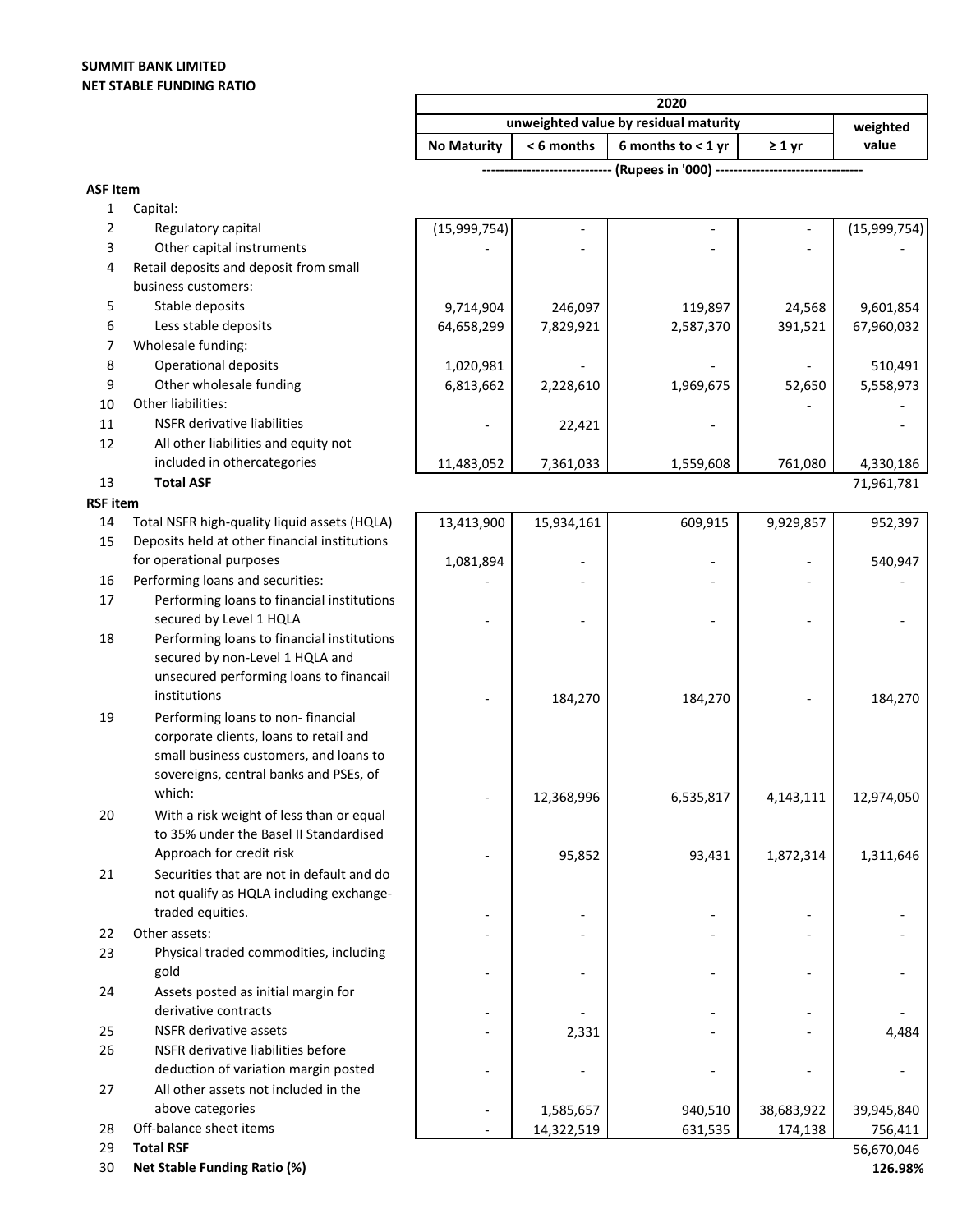**SUMMIT BANK LIMITED**
**NET STABLE FUNDING RATIO**

| | | 2020 | | | | |
|---|---|---|---|---|---|---|
| | | unweighted value by residual maturity | | | | weighted value |
| | | No Maturity | < 6 months | 6 months to < 1 yr | ≥ 1 yr | |
| | | ---------------------------- (Rupees in '000) -------------------------------- | | | | |
| **ASF Item** | | | | | | |
| 1 | Capital: | | | | | |
| 2 | Regulatory capital | (15,999,754) | - | - | - | (15,999,754) |
| 3 | Other capital instruments | - | - | - | - | - |
| 4 | Retail deposits and deposit from small business customers: | | | | | |
| 5 | Stable deposits | 9,714,904 | 246,097 | 119,897 | 24,568 | 9,601,854 |
| 6 | Less stable deposits | 64,658,299 | 7,829,921 | 2,587,370 | 391,521 | 67,960,032 |
| 7 | Wholesale funding: | | | | | |
| 8 | Operational deposits | 1,020,981 | - | - | - | 510,491 |
| 9 | Other wholesale funding | 6,813,662 | 2,228,610 | 1,969,675 | 52,650 | 5,558,973 |
| 10 | Other liabilities: | | | | - | - |
| 11 | NSFR derivative liabilities | - | 22,421 | - | | - |
| 12 | All other liabilities and equity not included in othercategories | 11,483,052 | 7,361,033 | 1,559,608 | 761,080 | 4,330,186 |
| 13 | **Total ASF** | | | | | 71,961,781 |
| **RSF item** | | | | | | |
| 14 | Total NSFR high-quality liquid assets (HQLA) | 13,413,900 | 15,934,161 | 609,915 | 9,929,857 | 952,397 |
| 15 | Deposits held at other financial institutions for operational purposes | 1,081,894 | - | - | - | 540,947 |
| 16 | Performing loans and securities: | - | - | - | - | - |
| 17 | Performing loans to financial institutions secured by Level 1 HQLA | - | - | - | - | - |
| 18 | Performing loans to financial institutions secured by non-Level 1 HQLA and unsecured performing loans to financail institutions | - | 184,270 | 184,270 | - | 184,270 |
| 19 | Performing loans to non- financial corporate clients, loans to retail and small business customers, and loans to sovereigns, central banks and PSEs, of which: | - | 12,368,996 | 6,535,817 | 4,143,111 | 12,974,050 |
| 20 | With a risk weight of less than or equal to 35% under the Basel II Standardised Approach for credit risk | - | 95,852 | 93,431 | 1,872,314 | 1,311,646 |
| 21 | Securities that are not in default and do not qualify as HQLA including exchange-traded equities. | - | - | - | - | - |
| 22 | Other assets: | - | - | - | - | - |
| 23 | Physical traded commodities, including gold | - | - | - | - | - |
| 24 | Assets posted as initial margin for derivative contracts | - | - | - | - | - |
| 25 | NSFR derivative assets | - | 2,331 | - | - | 4,484 |
| 26 | NSFR derivative liabilities before deduction of variation margin posted | - | - | - | - | - |
| 27 | All other assets not included in the above categories | - | 1,585,657 | 940,510 | 38,683,922 | 39,945,840 |
| 28 | Off-balance sheet items | - | 14,322,519 | 631,535 | 174,138 | 756,411 |
| 29 | **Total RSF** | | | | | 56,670,046 |
| 30 | **Net Stable Funding Ratio (%)** | | | | | **126.98%** |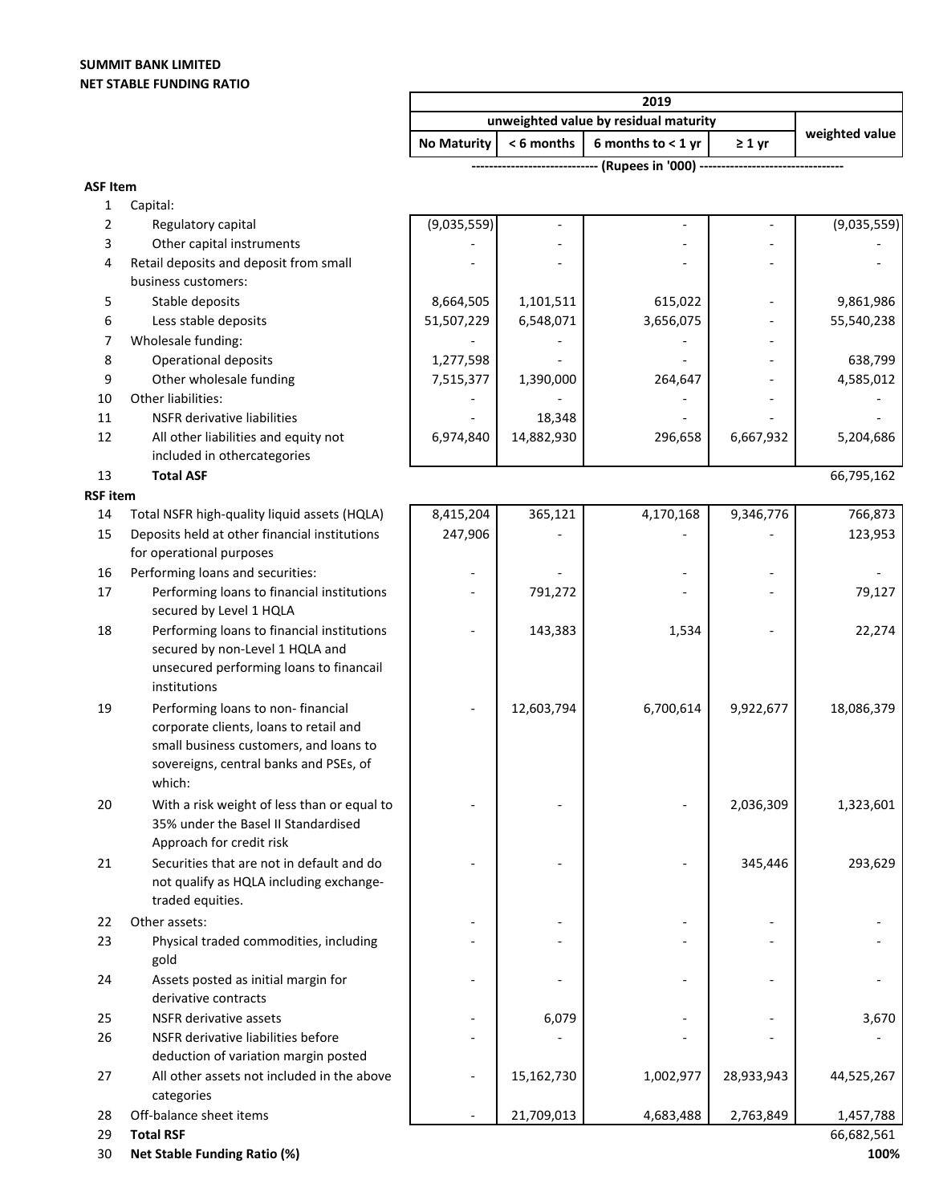**SUMMIT BANK LIMITED**
**NET STABLE FUNDING RATIO**

| | | 2019 | | | | |
|---|---|---|---|---|---|---|
| | | unweighted value by residual maturity | | | | weighted value |
| | | No Maturity | < 6 months | 6 months to < 1 yr | ≥ 1 yr | |
| | | ---------------------------- (Rupees in '000) -------------------------------- | | | | |
| **ASF Item** | | | | | | |
| 1 | Capital: | | | | | |
| 2 | Regulatory capital | (9,035,559) | - | - | - | (9,035,559) |
| 3 | Other capital instruments | - | - | - | - | - |
| 4 | Retail deposits and deposit from small business customers: | - | - | - | - | - |
| 5 | Stable deposits | 8,664,505 | 1,101,511 | 615,022 | - | 9,861,986 |
| 6 | Less stable deposits | 51,507,229 | 6,548,071 | 3,656,075 | - | 55,540,238 |
| 7 | Wholesale funding: | - | - | - | - | |
| 8 | Operational deposits | 1,277,598 | - | - | - | 638,799 |
| 9 | Other wholesale funding | 7,515,377 | 1,390,000 | 264,647 | - | 4,585,012 |
| 10 | Other liabilities: | - | - | - | - | - |
| 11 | NSFR derivative liabilities | - | 18,348 | - | - | - |
| 12 | All other liabilities and equity not included in othercategories | 6,974,840 | 14,882,930 | 296,658 | 6,667,932 | 5,204,686 |
| 13 | **Total ASF** | | | | | 66,795,162 |
| **RSF item** | | | | | | |
| 14 | Total NSFR high-quality liquid assets (HQLA) | 8,415,204 | 365,121 | 4,170,168 | 9,346,776 | 766,873 |
| 15 | Deposits held at other financial institutions for operational purposes | 247,906 | - | - | - | 123,953 |
| 16 | Performing loans and securities: | - | - | - | - | - |
| 17 | Performing loans to financial institutions secured by Level 1 HQLA | - | 791,272 | - | - | 79,127 |
| 18 | Performing loans to financial institutions secured by non-Level 1 HQLA and unsecured performing loans to financail institutions | - | 143,383 | 1,534 | - | 22,274 |
| 19 | Performing loans to non- financial corporate clients, loans to retail and small business customers, and loans to sovereigns, central banks and PSEs, of which: | - | 12,603,794 | 6,700,614 | 9,922,677 | 18,086,379 |
| 20 | With a risk weight of less than or equal to 35% under the Basel II Standardised Approach for credit risk | - | - | - | 2,036,309 | 1,323,601 |
| 21 | Securities that are not in default and do not qualify as HQLA including exchange-traded equities. | - | - | - | 345,446 | 293,629 |
| 22 | Other assets: | - | - | - | - | - |
| 23 | Physical traded commodities, including gold | - | - | - | - | - |
| 24 | Assets posted as initial margin for derivative contracts | - | - | - | - | - |
| 25 | NSFR derivative assets | - | 6,079 | - | - | 3,670 |
| 26 | NSFR derivative liabilities before deduction of variation margin posted | - | - | - | - | - |
| 27 | All other assets not included in the above categories | - | 15,162,730 | 1,002,977 | 28,933,943 | 44,525,267 |
| 28 | Off-balance sheet items | - | 21,709,013 | 4,683,488 | 2,763,849 | 1,457,788 |
| 29 | **Total RSF** | | | | | 66,682,561 |
| 30 | **Net Stable Funding Ratio (%)** | | | | | **100%** |